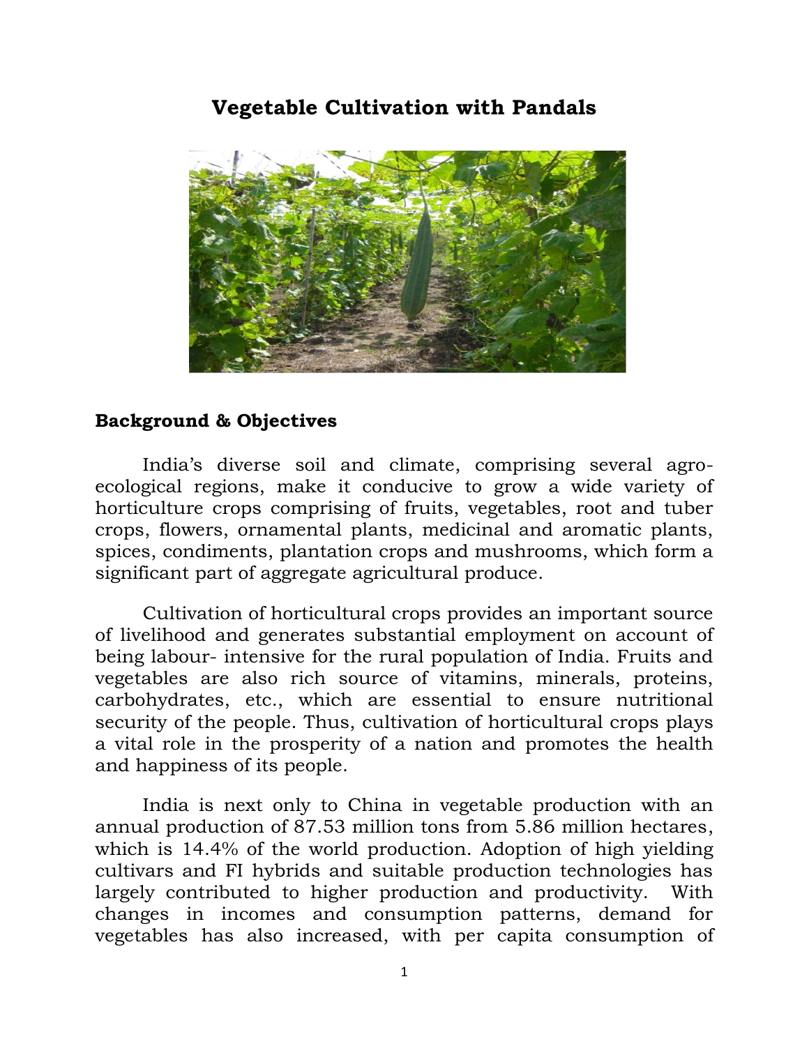# Vegetable Cultivation with Pandals

## Background & Objectives

India's diverse soil and climate, comprising several agro-ecological regions, make it conducive to grow a wide variety of horticulture crops comprising of fruits, vegetables, root and tuber crops, flowers, ornamental plants, medicinal and aromatic plants, spices, condiments, plantation crops and mushrooms, which form a significant part of aggregate agricultural produce.

Cultivation of horticultural crops provides an important source of livelihood and generates substantial employment on account of being labour- intensive for the rural population of India. Fruits and vegetables are also rich source of vitamins, minerals, proteins, carbohydrates, etc., which are essential to ensure nutritional security of the people. Thus, cultivation of horticultural crops plays a vital role in the prosperity of a nation and promotes the health and happiness of its people.

India is next only to China in vegetable production with an annual production of 87.53 million tons from 5.86 million hectares, which is 14.4% of the world production. Adoption of high yielding cultivars and FI hybrids and suitable production technologies has largely contributed to higher production and productivity. With changes in incomes and consumption patterns, demand for vegetables has also increased, with per capita consumption of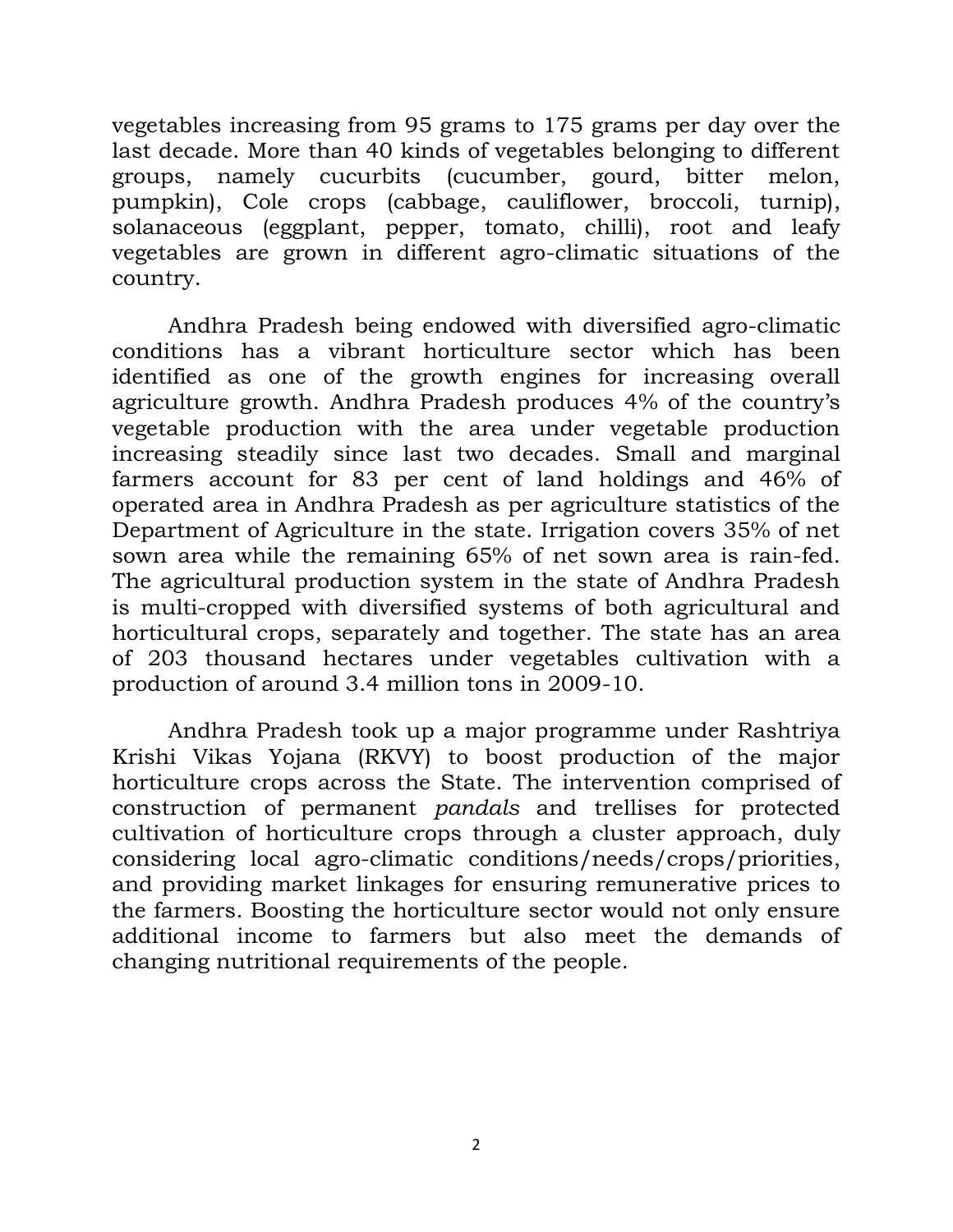vegetables increasing from 95 grams to 175 grams per day over the last decade. More than 40 kinds of vegetables belonging to different groups, namely cucurbits (cucumber, gourd, bitter melon, pumpkin), Cole crops (cabbage, cauliflower, broccoli, turnip), solanaceous (eggplant, pepper, tomato, chilli), root and leafy vegetables are grown in different agro-climatic situations of the country.

Andhra Pradesh being endowed with diversified agro-climatic conditions has a vibrant horticulture sector which has been identified as one of the growth engines for increasing overall agriculture growth. Andhra Pradesh produces 4% of the country's vegetable production with the area under vegetable production increasing steadily since last two decades. Small and marginal farmers account for 83 per cent of land holdings and 46% of operated area in Andhra Pradesh as per agriculture statistics of the Department of Agriculture in the state. Irrigation covers 35% of net sown area while the remaining 65% of net sown area is rain-fed. The agricultural production system in the state of Andhra Pradesh is multi-cropped with diversified systems of both agricultural and horticultural crops, separately and together. The state has an area of 203 thousand hectares under vegetables cultivation with a production of around 3.4 million tons in 2009-10.

Andhra Pradesh took up a major programme under Rashtriya Krishi Vikas Yojana (RKVY) to boost production of the major horticulture crops across the State. The intervention comprised of construction of permanent *pandals* and trellises for protected cultivation of horticulture crops through a cluster approach, duly considering local agro-climatic conditions/needs/crops/priorities, and providing market linkages for ensuring remunerative prices to the farmers. Boosting the horticulture sector would not only ensure additional income to farmers but also meet the demands of changing nutritional requirements of the people.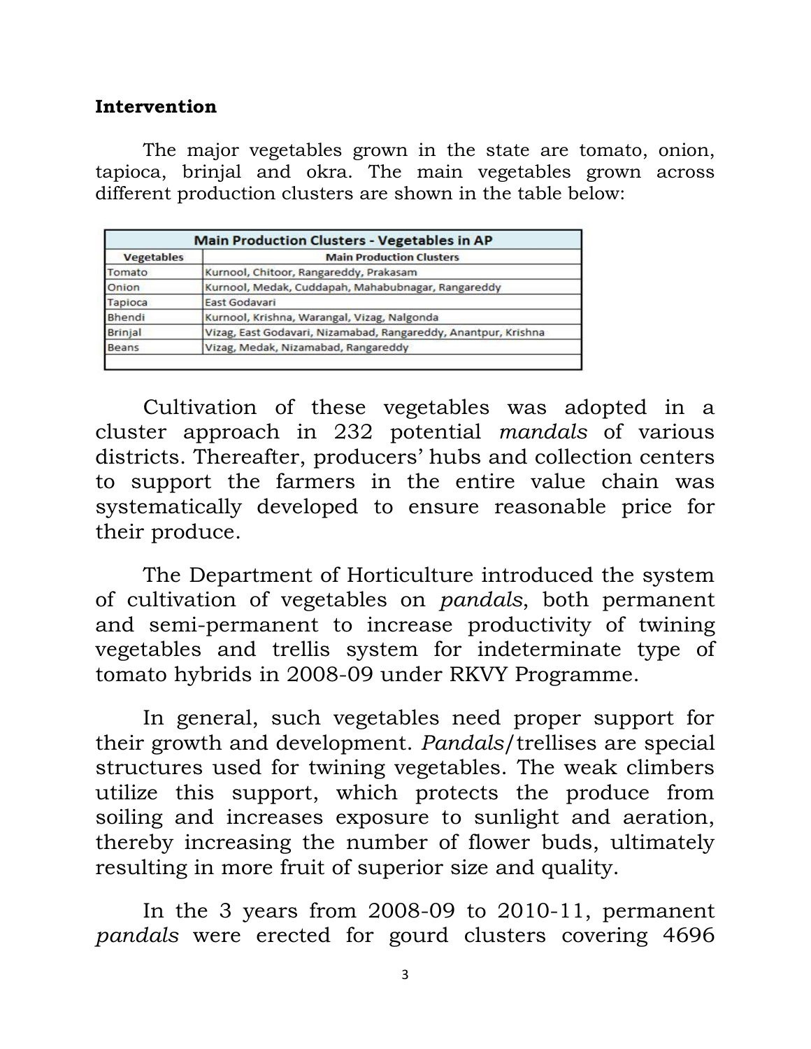**Intervention**

The major vegetables grown in the state are tomato, onion, tapioca, brinjal and okra. The main vegetables grown across different production clusters are shown in the table below:

| Main Production Clusters - Vegetables in AP | |
|---|---|
| **Vegetables** | **Main Production Clusters** |
| Tomato | Kurnool, Chitoor, Rangareddy, Prakasam |
| Onion | Kurnool, Medak, Cuddapah, Mahabubnagar, Rangareddy |
| Tapioca | East Godavari |
| Bhendi | Kurnool, Krishna, Warangal, Vizag, Nalgonda |
| Brinjal | Vizag, East Godavari, Nizamabad, Rangareddy, Anantpur, Krishna |
| Beans | Vizag, Medak, Nizamabad, Rangareddy |

Cultivation of these vegetables was adopted in a cluster approach in 232 potential *mandals* of various districts. Thereafter, producers' hubs and collection centers to support the farmers in the entire value chain was systematically developed to ensure reasonable price for their produce.

The Department of Horticulture introduced the system of cultivation of vegetables on *pandals*, both permanent and semi-permanent to increase productivity of twining vegetables and trellis system for indeterminate type of tomato hybrids in 2008-09 under RKVY Programme.

In general, such vegetables need proper support for their growth and development. *Pandals*/trellises are special structures used for twining vegetables. The weak climbers utilize this support, which protects the produce from soiling and increases exposure to sunlight and aeration, thereby increasing the number of flower buds, ultimately resulting in more fruit of superior size and quality.

In the 3 years from 2008-09 to 2010-11, permanent *pandals* were erected for gourd clusters covering 4696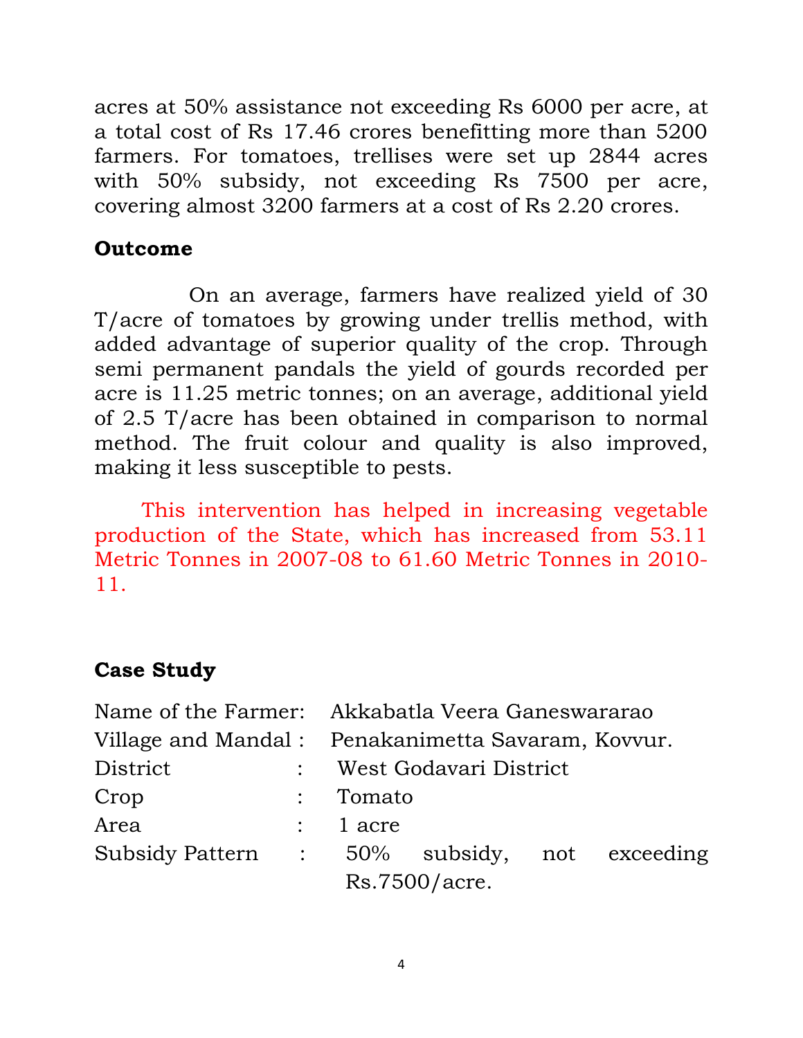acres at 50% assistance not exceeding Rs 6000 per acre, at a total cost of Rs 17.46 crores benefitting more than 5200 farmers. For tomatoes, trellises were set up 2844 acres with 50% subsidy, not exceeding Rs 7500 per acre, covering almost 3200 farmers at a cost of Rs 2.20 crores.

**Outcome**

On an average, farmers have realized yield of 30 T/acre of tomatoes by growing under trellis method, with added advantage of superior quality of the crop. Through semi permanent pandals the yield of gourds recorded per acre is 11.25 metric tonnes; on an average, additional yield of 2.5 T/acre has been obtained in comparison to normal method. The fruit colour and quality is also improved, making it less susceptible to pests.

This intervention has helped in increasing vegetable production of the State, which has increased from 53.11 Metric Tonnes in 2007-08 to 61.60 Metric Tonnes in 2010-11.

**Case Study**

| | | |
|---|---|---|
| Name of the Farmer | : | Akkabatla Veera Ganeswararao |
| Village and Mandal | : | Penakanimetta Savaram, Kovvur. |
| District | : | West Godavari District |
| Crop | : | Tomato |
| Area | : | 1 acre |
| Subsidy Pattern | : | 50% subsidy, not exceeding Rs.7500/acre. |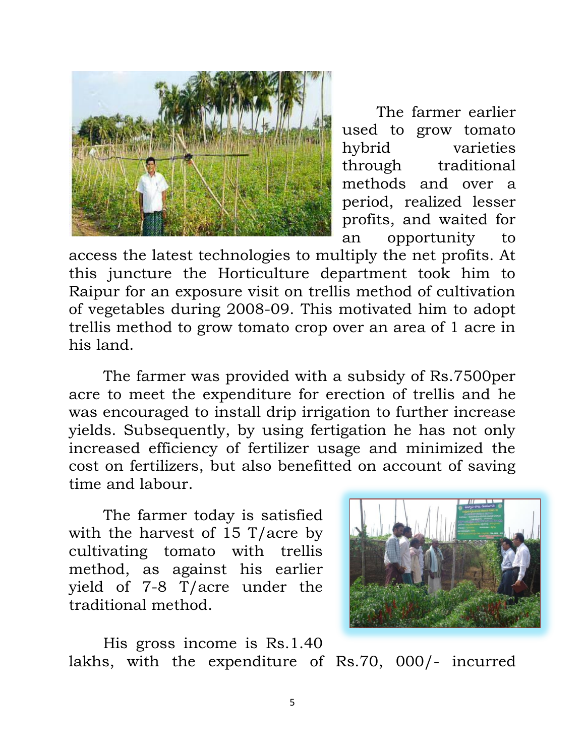The farmer earlier used to grow tomato hybrid varieties through traditional methods and over a period, realized lesser profits, and waited for an opportunity to access the latest technologies to multiply the net profits. At this juncture the Horticulture department took him to Raipur for an exposure visit on trellis method of cultivation of vegetables during 2008-09. This motivated him to adopt trellis method to grow tomato crop over an area of 1 acre in his land.

The farmer was provided with a subsidy of Rs.7500per acre to meet the expenditure for erection of trellis and he was encouraged to install drip irrigation to further increase yields. Subsequently, by using fertigation he has not only increased efficiency of fertilizer usage and minimized the cost on fertilizers, but also benefitted on account of saving time and labour.

The farmer today is satisfied with the harvest of 15 T/acre by cultivating tomato with trellis method, as against his earlier yield of 7-8 T/acre under the traditional method.

His gross income is Rs.1.40 lakhs, with the expenditure of Rs.70, 000/- incurred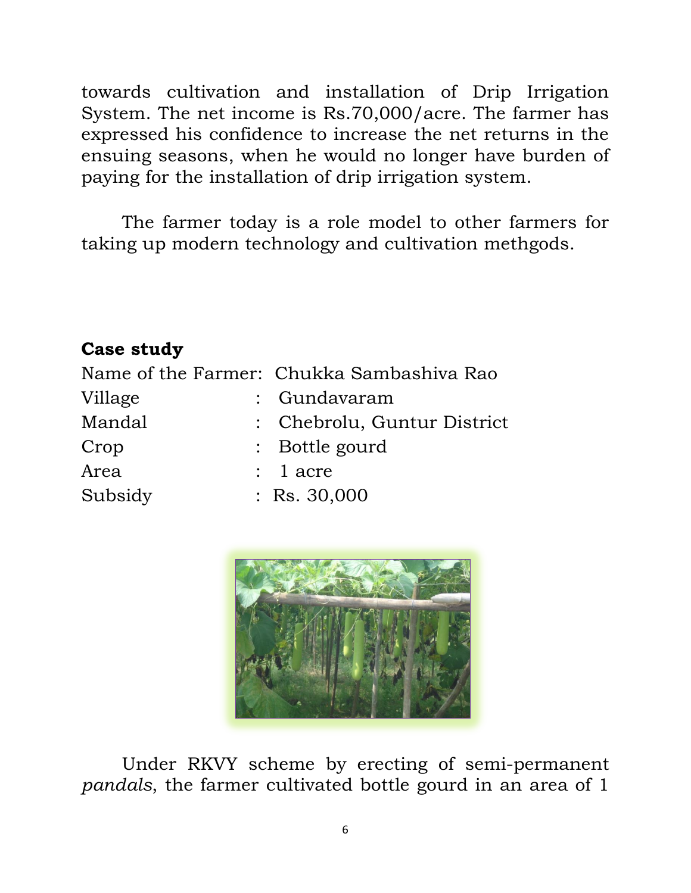towards cultivation and installation of Drip Irrigation System. The net income is Rs.70,000/acre. The farmer has expressed his confidence to increase the net returns in the ensuing seasons, when he would no longer have burden of paying for the installation of drip irrigation system.

The farmer today is a role model to other farmers for taking up modern technology and cultivation methgods.

**Case study**

Name of the Farmer: Chukka Sambashiva Rao
Village : Gundavaram
Mandal : Chebrolu, Guntur District
Crop : Bottle gourd
Area : 1 acre
Subsidy : Rs. 30,000

Under RKVY scheme by erecting of semi-permanent *pandals*, the farmer cultivated bottle gourd in an area of 1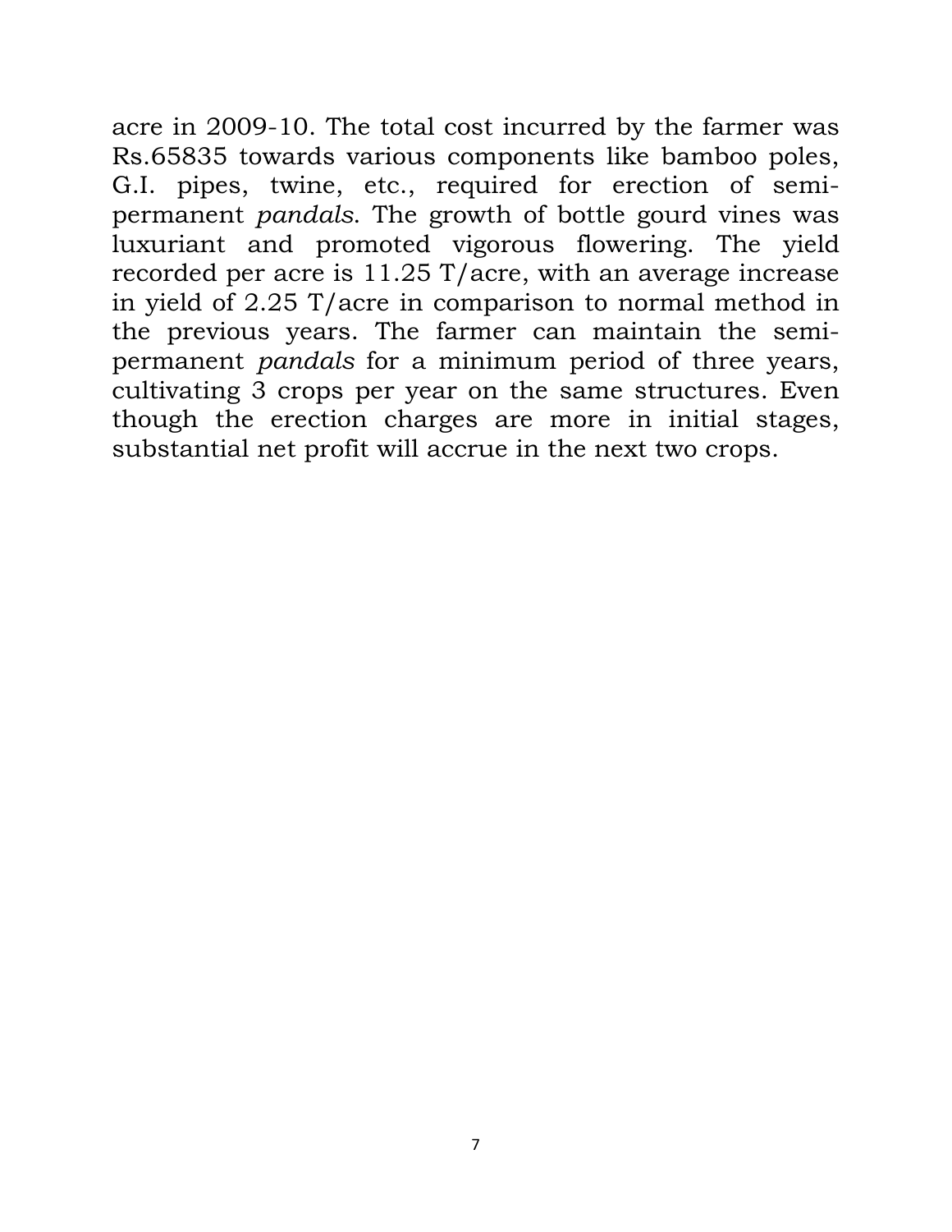acre in 2009-10. The total cost incurred by the farmer was Rs.65835 towards various components like bamboo poles, G.I. pipes, twine, etc., required for erection of semi-permanent *pandals*. The growth of bottle gourd vines was luxuriant and promoted vigorous flowering. The yield recorded per acre is 11.25 T/acre, with an average increase in yield of 2.25 T/acre in comparison to normal method in the previous years. The farmer can maintain the semi-permanent *pandals* for a minimum period of three years, cultivating 3 crops per year on the same structures. Even though the erection charges are more in initial stages, substantial net profit will accrue in the next two crops.